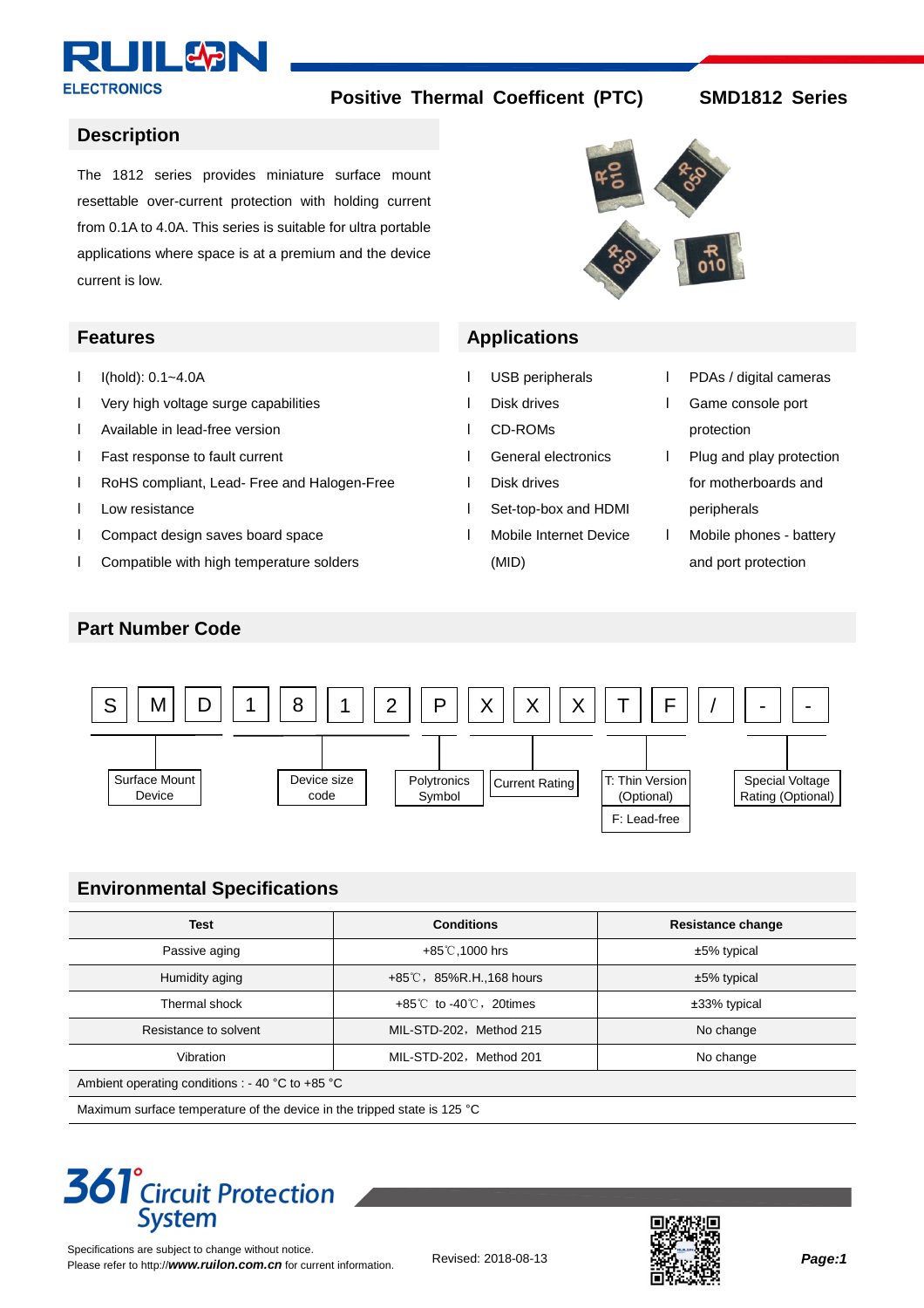# Positive Thermal Coefficent (PTC) SMD1812 Series

## Description

The 1812 series provides miniature surface mount resettable over-current protection with holding current from 0.1A to 4.0A. This series is suitable for ultra portable applications where space is at a premium and the device current is low.

## Features

- I(hold): 0.1~4.0A
- Very high voltage surge capabilities
- Available in lead-free version
- Fast response to fault current
- RoHS compliant, Lead- Free and Halogen-Free
- Low resistance
- Compact design saves board space
- Compatible with high temperature solders

## Applications

- USB peripherals
- Disk drives
- CD-ROMs
- General electronics
- Disk drives
- Set-top-box and HDMI
- Mobile Internet Device (MID)
- PDAs / digital cameras
- Game console port protection
- Plug and play protection for motherboards and peripherals
- Mobile phones - battery and port protection

## Part Number Code

S M D 1 8 1 2 P X X X T F / - -

- S M D: Surface Mount Device
- 1 8 1 2: Device size code
- P: Polytronics Symbol
- X X X: Current Rating
- T: Thin Version (Optional)
- F: Lead-free
- / - -: Special Voltage Rating (Optional)

## Environmental Specifications

| Test | Conditions | Resistance change |
|---|---|---|
| Passive aging | +85℃,1000 hrs | ±5% typical |
| Humidity aging | +85℃，85%R.H.,168 hours | ±5% typical |
| Thermal shock | +85℃ to -40℃，20times | ±33% typical |
| Resistance to solvent | MIL-STD-202，Method 215 | No change |
| Vibration | MIL-STD-202，Method 201 | No change |
| Ambient operating conditions : - 40 °C to +85 °C | | |
| Maximum surface temperature of the device in the tripped state is 125 °C | | |

Specifications are subject to change without notice.
Please refer to http://***www.ruilon.com.cn*** for current information.

Revised: 2018-08-13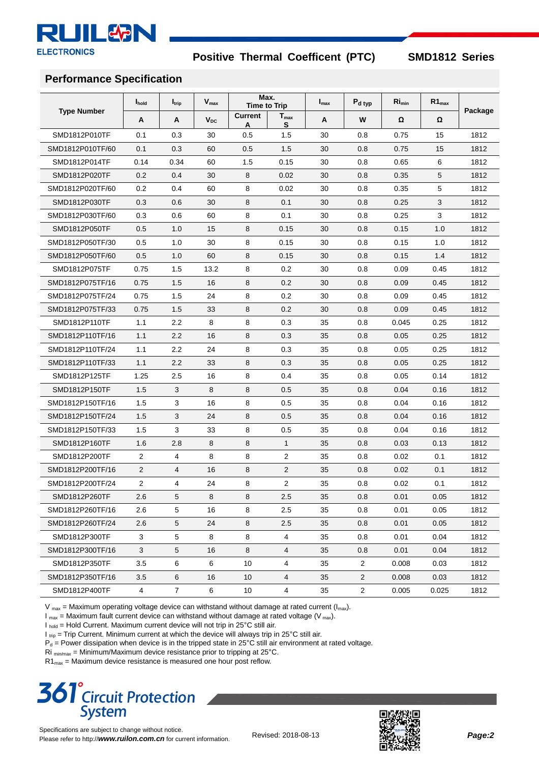## Performance Specification

| Type Number | $I_{hold}$ | $I_{trip}$ | $V_{max}$ | Max. Time to Trip | | $I_{max}$ | $P_{d\ typ}$ | $Ri_{min}$ | $R1_{max}$ | Package |
|---|---|---|---|---|---|---|---|---|---|---|
| | A | A | $V_{DC}$ | Current A | $T_{max}$ S | A | W | Ω | Ω | |
| SMD1812P010TF | 0.1 | 0.3 | 30 | 0.5 | 1.5 | 30 | 0.8 | 0.75 | 15 | 1812 |
| SMD1812P010TF/60 | 0.1 | 0.3 | 60 | 0.5 | 1.5 | 30 | 0.8 | 0.75 | 15 | 1812 |
| SMD1812P014TF | 0.14 | 0.34 | 60 | 1.5 | 0.15 | 30 | 0.8 | 0.65 | 6 | 1812 |
| SMD1812P020TF | 0.2 | 0.4 | 30 | 8 | 0.02 | 30 | 0.8 | 0.35 | 5 | 1812 |
| SMD1812P020TF/60 | 0.2 | 0.4 | 60 | 8 | 0.02 | 30 | 0.8 | 0.35 | 5 | 1812 |
| SMD1812P030TF | 0.3 | 0.6 | 30 | 8 | 0.1 | 30 | 0.8 | 0.25 | 3 | 1812 |
| SMD1812P030TF/60 | 0.3 | 0.6 | 60 | 8 | 0.1 | 30 | 0.8 | 0.25 | 3 | 1812 |
| SMD1812P050TF | 0.5 | 1.0 | 15 | 8 | 0.15 | 30 | 0.8 | 0.15 | 1.0 | 1812 |
| SMD1812P050TF/30 | 0.5 | 1.0 | 30 | 8 | 0.15 | 30 | 0.8 | 0.15 | 1.0 | 1812 |
| SMD1812P050TF/60 | 0.5 | 1.0 | 60 | 8 | 0.15 | 30 | 0.8 | 0.15 | 1.4 | 1812 |
| SMD1812P075TF | 0.75 | 1.5 | 13.2 | 8 | 0.2 | 30 | 0.8 | 0.09 | 0.45 | 1812 |
| SMD1812P075TF/16 | 0.75 | 1.5 | 16 | 8 | 0.2 | 30 | 0.8 | 0.09 | 0.45 | 1812 |
| SMD1812P075TF/24 | 0.75 | 1.5 | 24 | 8 | 0.2 | 30 | 0.8 | 0.09 | 0.45 | 1812 |
| SMD1812P075TF/33 | 0.75 | 1.5 | 33 | 8 | 0.2 | 30 | 0.8 | 0.09 | 0.45 | 1812 |
| SMD1812P110TF | 1.1 | 2.2 | 8 | 8 | 0.3 | 35 | 0.8 | 0.045 | 0.25 | 1812 |
| SMD1812P110TF/16 | 1.1 | 2.2 | 16 | 8 | 0.3 | 35 | 0.8 | 0.05 | 0.25 | 1812 |
| SMD1812P110TF/24 | 1.1 | 2.2 | 24 | 8 | 0.3 | 35 | 0.8 | 0.05 | 0.25 | 1812 |
| SMD1812P110TF/33 | 1.1 | 2.2 | 33 | 8 | 0.3 | 35 | 0.8 | 0.05 | 0.25 | 1812 |
| SMD1812P125TF | 1.25 | 2.5 | 16 | 8 | 0.4 | 35 | 0.8 | 0.05 | 0.14 | 1812 |
| SMD1812P150TF | 1.5 | 3 | 8 | 8 | 0.5 | 35 | 0.8 | 0.04 | 0.16 | 1812 |
| SMD1812P150TF/16 | 1.5 | 3 | 16 | 8 | 0.5 | 35 | 0.8 | 0.04 | 0.16 | 1812 |
| SMD1812P150TF/24 | 1.5 | 3 | 24 | 8 | 0.5 | 35 | 0.8 | 0.04 | 0.16 | 1812 |
| SMD1812P150TF/33 | 1.5 | 3 | 33 | 8 | 0.5 | 35 | 0.8 | 0.04 | 0.16 | 1812 |
| SMD1812P160TF | 1.6 | 2.8 | 8 | 8 | 1 | 35 | 0.8 | 0.03 | 0.13 | 1812 |
| SMD1812P200TF | 2 | 4 | 8 | 8 | 2 | 35 | 0.8 | 0.02 | 0.1 | 1812 |
| SMD1812P200TF/16 | 2 | 4 | 16 | 8 | 2 | 35 | 0.8 | 0.02 | 0.1 | 1812 |
| SMD1812P200TF/24 | 2 | 4 | 24 | 8 | 2 | 35 | 0.8 | 0.02 | 0.1 | 1812 |
| SMD1812P260TF | 2.6 | 5 | 8 | 8 | 2.5 | 35 | 0.8 | 0.01 | 0.05 | 1812 |
| SMD1812P260TF/16 | 2.6 | 5 | 16 | 8 | 2.5 | 35 | 0.8 | 0.01 | 0.05 | 1812 |
| SMD1812P260TF/24 | 2.6 | 5 | 24 | 8 | 2.5 | 35 | 0.8 | 0.01 | 0.05 | 1812 |
| SMD1812P300TF | 3 | 5 | 8 | 8 | 4 | 35 | 0.8 | 0.01 | 0.04 | 1812 |
| SMD1812P300TF/16 | 3 | 5 | 16 | 8 | 4 | 35 | 0.8 | 0.01 | 0.04 | 1812 |
| SMD1812P350TF | 3.5 | 6 | 6 | 10 | 4 | 35 | 2 | 0.008 | 0.03 | 1812 |
| SMD1812P350TF/16 | 3.5 | 6 | 16 | 10 | 4 | 35 | 2 | 0.008 | 0.03 | 1812 |
| SMD1812P400TF | 4 | 7 | 6 | 10 | 4 | 35 | 2 | 0.005 | 0.025 | 1812 |

$V_{max}$ = Maximum operating voltage device can withstand without damage at rated current ($I_{max}$).
$I_{max}$ = Maximum fault current device can withstand without damage at rated voltage ($V_{max}$).
$I_{hold}$ = Hold Current. Maximum current device will not trip in 25°C still air.
$I_{trip}$ = Trip Current. Minimum current at which the device will always trip in 25°C still air.
$P_d$ = Power dissipation when device is in the tripped state in 25°C still air environment at rated voltage.
$Ri_{min/max}$ = Minimum/Maximum device resistance prior to tripping at 25°C.
$R1_{max}$ = Maximum device resistance is measured one hour post reflow.

Specifications are subject to change without notice.
Please refer to http://***www.ruilon.com.cn*** for current information.

Revised: 2018-08-13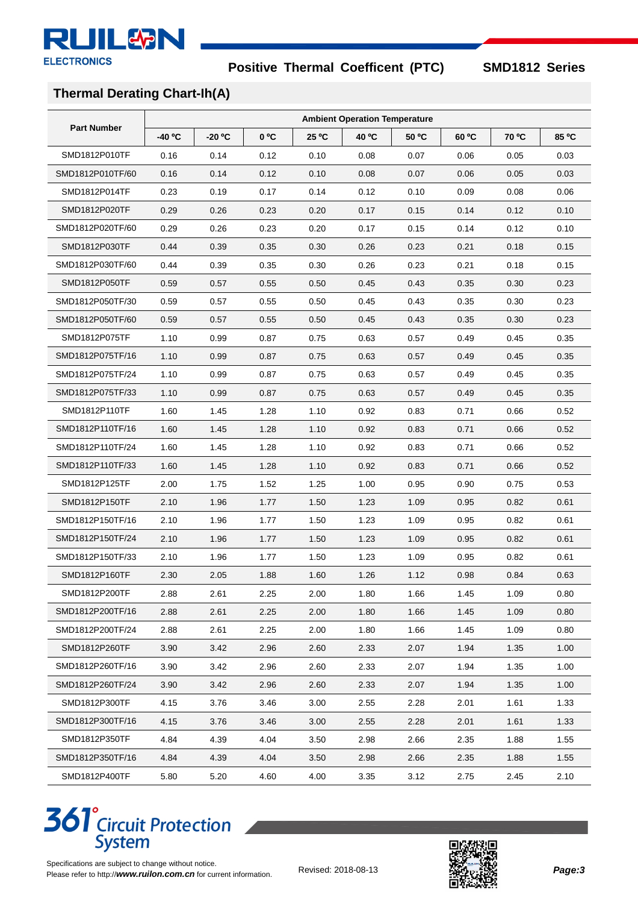## Thermal Derating Chart-Ih(A)

| Part Number | Ambient Operation Temperature | | | | | | | | |
|---|---|---|---|---|---|---|---|---|---|
| | -40 ºC | -20 ºC | 0 ºC | 25 ºC | 40 ºC | 50 ºC | 60 ºC | 70 ºC | 85 ºC |
| SMD1812P010TF | 0.16 | 0.14 | 0.12 | 0.10 | 0.08 | 0.07 | 0.06 | 0.05 | 0.03 |
| SMD1812P010TF/60 | 0.16 | 0.14 | 0.12 | 0.10 | 0.08 | 0.07 | 0.06 | 0.05 | 0.03 |
| SMD1812P014TF | 0.23 | 0.19 | 0.17 | 0.14 | 0.12 | 0.10 | 0.09 | 0.08 | 0.06 |
| SMD1812P020TF | 0.29 | 0.26 | 0.23 | 0.20 | 0.17 | 0.15 | 0.14 | 0.12 | 0.10 |
| SMD1812P020TF/60 | 0.29 | 0.26 | 0.23 | 0.20 | 0.17 | 0.15 | 0.14 | 0.12 | 0.10 |
| SMD1812P030TF | 0.44 | 0.39 | 0.35 | 0.30 | 0.26 | 0.23 | 0.21 | 0.18 | 0.15 |
| SMD1812P030TF/60 | 0.44 | 0.39 | 0.35 | 0.30 | 0.26 | 0.23 | 0.21 | 0.18 | 0.15 |
| SMD1812P050TF | 0.59 | 0.57 | 0.55 | 0.50 | 0.45 | 0.43 | 0.35 | 0.30 | 0.23 |
| SMD1812P050TF/30 | 0.59 | 0.57 | 0.55 | 0.50 | 0.45 | 0.43 | 0.35 | 0.30 | 0.23 |
| SMD1812P050TF/60 | 0.59 | 0.57 | 0.55 | 0.50 | 0.45 | 0.43 | 0.35 | 0.30 | 0.23 |
| SMD1812P075TF | 1.10 | 0.99 | 0.87 | 0.75 | 0.63 | 0.57 | 0.49 | 0.45 | 0.35 |
| SMD1812P075TF/16 | 1.10 | 0.99 | 0.87 | 0.75 | 0.63 | 0.57 | 0.49 | 0.45 | 0.35 |
| SMD1812P075TF/24 | 1.10 | 0.99 | 0.87 | 0.75 | 0.63 | 0.57 | 0.49 | 0.45 | 0.35 |
| SMD1812P075TF/33 | 1.10 | 0.99 | 0.87 | 0.75 | 0.63 | 0.57 | 0.49 | 0.45 | 0.35 |
| SMD1812P110TF | 1.60 | 1.45 | 1.28 | 1.10 | 0.92 | 0.83 | 0.71 | 0.66 | 0.52 |
| SMD1812P110TF/16 | 1.60 | 1.45 | 1.28 | 1.10 | 0.92 | 0.83 | 0.71 | 0.66 | 0.52 |
| SMD1812P110TF/24 | 1.60 | 1.45 | 1.28 | 1.10 | 0.92 | 0.83 | 0.71 | 0.66 | 0.52 |
| SMD1812P110TF/33 | 1.60 | 1.45 | 1.28 | 1.10 | 0.92 | 0.83 | 0.71 | 0.66 | 0.52 |
| SMD1812P125TF | 2.00 | 1.75 | 1.52 | 1.25 | 1.00 | 0.95 | 0.90 | 0.75 | 0.53 |
| SMD1812P150TF | 2.10 | 1.96 | 1.77 | 1.50 | 1.23 | 1.09 | 0.95 | 0.82 | 0.61 |
| SMD1812P150TF/16 | 2.10 | 1.96 | 1.77 | 1.50 | 1.23 | 1.09 | 0.95 | 0.82 | 0.61 |
| SMD1812P150TF/24 | 2.10 | 1.96 | 1.77 | 1.50 | 1.23 | 1.09 | 0.95 | 0.82 | 0.61 |
| SMD1812P150TF/33 | 2.10 | 1.96 | 1.77 | 1.50 | 1.23 | 1.09 | 0.95 | 0.82 | 0.61 |
| SMD1812P160TF | 2.30 | 2.05 | 1.88 | 1.60 | 1.26 | 1.12 | 0.98 | 0.84 | 0.63 |
| SMD1812P200TF | 2.88 | 2.61 | 2.25 | 2.00 | 1.80 | 1.66 | 1.45 | 1.09 | 0.80 |
| SMD1812P200TF/16 | 2.88 | 2.61 | 2.25 | 2.00 | 1.80 | 1.66 | 1.45 | 1.09 | 0.80 |
| SMD1812P200TF/24 | 2.88 | 2.61 | 2.25 | 2.00 | 1.80 | 1.66 | 1.45 | 1.09 | 0.80 |
| SMD1812P260TF | 3.90 | 3.42 | 2.96 | 2.60 | 2.33 | 2.07 | 1.94 | 1.35 | 1.00 |
| SMD1812P260TF/16 | 3.90 | 3.42 | 2.96 | 2.60 | 2.33 | 2.07 | 1.94 | 1.35 | 1.00 |
| SMD1812P260TF/24 | 3.90 | 3.42 | 2.96 | 2.60 | 2.33 | 2.07 | 1.94 | 1.35 | 1.00 |
| SMD1812P300TF | 4.15 | 3.76 | 3.46 | 3.00 | 2.55 | 2.28 | 2.01 | 1.61 | 1.33 |
| SMD1812P300TF/16 | 4.15 | 3.76 | 3.46 | 3.00 | 2.55 | 2.28 | 2.01 | 1.61 | 1.33 |
| SMD1812P350TF | 4.84 | 4.39 | 4.04 | 3.50 | 2.98 | 2.66 | 2.35 | 1.88 | 1.55 |
| SMD1812P350TF/16 | 4.84 | 4.39 | 4.04 | 3.50 | 2.98 | 2.66 | 2.35 | 1.88 | 1.55 |
| SMD1812P400TF | 5.80 | 5.20 | 4.60 | 4.00 | 3.35 | 3.12 | 2.75 | 2.45 | 2.10 |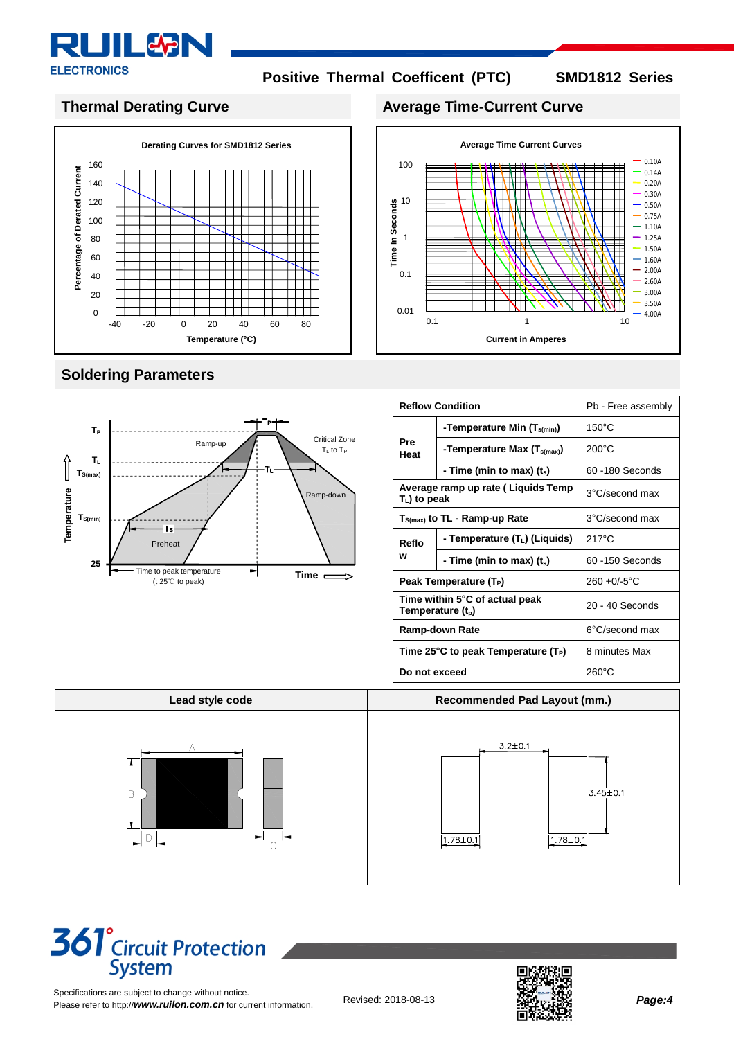## Thermal Derating Curve

Derating Curves for SMD1812 Series

## Average Time-Current Curve

Average Time Current Curves

## Soldering Parameters

| Reflow Condition | | Pb - Free assembly |
|---|---|---|
| Pre Heat | -Temperature Min ($T_{s(min)}$) | 150°C |
| | -Temperature Max ($T_{s(max)}$) | 200°C |
| | - Time (min to max) ($t_s$) | 60 -180 Seconds |
| Average ramp up rate ( Liquids Temp $T_L$) to peak | | 3°C/second max |
| $T_{S(max)}$ to TL - Ramp-up Rate | | 3°C/second max |
| Reflow | - Temperature ($T_L$) (Liquids) | 217°C |
| | - Time (min to max) ($t_s$) | 60 -150 Seconds |
| Peak Temperature ($T_P$) | | 260 +0/-5°C |
| Time within 5°C of actual peak Temperature ($t_p$) | | 20 - 40 Seconds |
| Ramp-down Rate | | 6°C/second max |
| Time 25°C to peak Temperature ($T_P$) | | 8 minutes Max |
| Do not exceed | | 260°C |

| Lead style code | Recommended Pad Layout (mm.) |
|---|---|
| | 3.2±0.1; 3.45±0.1; 1.78±0.1; 1.78±0.1 |

Specifications are subject to change without notice.
Please refer to http://***www.ruilon.com.cn*** for current information.

Revised: 2018-08-13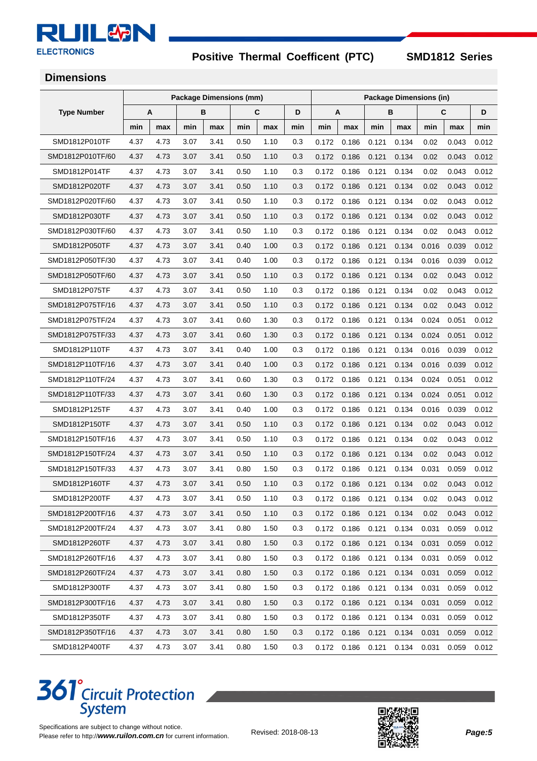## Dimensions

| Type Number | Package Dimensions (mm) | | | | | | | Package Dimensions (in) | | | | | | |
|---|---|---|---|---|---|---|---|---|---|---|---|---|---|---|
| | A | | B | | C | | D | A | | B | | C | | D |
| | min | max | min | max | min | max | min | min | max | min | max | min | max | min |
| SMD1812P010TF | 4.37 | 4.73 | 3.07 | 3.41 | 0.50 | 1.10 | 0.3 | 0.172 | 0.186 | 0.121 | 0.134 | 0.02 | 0.043 | 0.012 |
| SMD1812P010TF/60 | 4.37 | 4.73 | 3.07 | 3.41 | 0.50 | 1.10 | 0.3 | 0.172 | 0.186 | 0.121 | 0.134 | 0.02 | 0.043 | 0.012 |
| SMD1812P014TF | 4.37 | 4.73 | 3.07 | 3.41 | 0.50 | 1.10 | 0.3 | 0.172 | 0.186 | 0.121 | 0.134 | 0.02 | 0.043 | 0.012 |
| SMD1812P020TF | 4.37 | 4.73 | 3.07 | 3.41 | 0.50 | 1.10 | 0.3 | 0.172 | 0.186 | 0.121 | 0.134 | 0.02 | 0.043 | 0.012 |
| SMD1812P020TF/60 | 4.37 | 4.73 | 3.07 | 3.41 | 0.50 | 1.10 | 0.3 | 0.172 | 0.186 | 0.121 | 0.134 | 0.02 | 0.043 | 0.012 |
| SMD1812P030TF | 4.37 | 4.73 | 3.07 | 3.41 | 0.50 | 1.10 | 0.3 | 0.172 | 0.186 | 0.121 | 0.134 | 0.02 | 0.043 | 0.012 |
| SMD1812P030TF/60 | 4.37 | 4.73 | 3.07 | 3.41 | 0.50 | 1.10 | 0.3 | 0.172 | 0.186 | 0.121 | 0.134 | 0.02 | 0.043 | 0.012 |
| SMD1812P050TF | 4.37 | 4.73 | 3.07 | 3.41 | 0.40 | 1.00 | 0.3 | 0.172 | 0.186 | 0.121 | 0.134 | 0.016 | 0.039 | 0.012 |
| SMD1812P050TF/30 | 4.37 | 4.73 | 3.07 | 3.41 | 0.40 | 1.00 | 0.3 | 0.172 | 0.186 | 0.121 | 0.134 | 0.016 | 0.039 | 0.012 |
| SMD1812P050TF/60 | 4.37 | 4.73 | 3.07 | 3.41 | 0.50 | 1.10 | 0.3 | 0.172 | 0.186 | 0.121 | 0.134 | 0.02 | 0.043 | 0.012 |
| SMD1812P075TF | 4.37 | 4.73 | 3.07 | 3.41 | 0.50 | 1.10 | 0.3 | 0.172 | 0.186 | 0.121 | 0.134 | 0.02 | 0.043 | 0.012 |
| SMD1812P075TF/16 | 4.37 | 4.73 | 3.07 | 3.41 | 0.50 | 1.10 | 0.3 | 0.172 | 0.186 | 0.121 | 0.134 | 0.02 | 0.043 | 0.012 |
| SMD1812P075TF/24 | 4.37 | 4.73 | 3.07 | 3.41 | 0.60 | 1.30 | 0.3 | 0.172 | 0.186 | 0.121 | 0.134 | 0.024 | 0.051 | 0.012 |
| SMD1812P075TF/33 | 4.37 | 4.73 | 3.07 | 3.41 | 0.60 | 1.30 | 0.3 | 0.172 | 0.186 | 0.121 | 0.134 | 0.024 | 0.051 | 0.012 |
| SMD1812P110TF | 4.37 | 4.73 | 3.07 | 3.41 | 0.40 | 1.00 | 0.3 | 0.172 | 0.186 | 0.121 | 0.134 | 0.016 | 0.039 | 0.012 |
| SMD1812P110TF/16 | 4.37 | 4.73 | 3.07 | 3.41 | 0.40 | 1.00 | 0.3 | 0.172 | 0.186 | 0.121 | 0.134 | 0.016 | 0.039 | 0.012 |
| SMD1812P110TF/24 | 4.37 | 4.73 | 3.07 | 3.41 | 0.60 | 1.30 | 0.3 | 0.172 | 0.186 | 0.121 | 0.134 | 0.024 | 0.051 | 0.012 |
| SMD1812P110TF/33 | 4.37 | 4.73 | 3.07 | 3.41 | 0.60 | 1.30 | 0.3 | 0.172 | 0.186 | 0.121 | 0.134 | 0.024 | 0.051 | 0.012 |
| SMD1812P125TF | 4.37 | 4.73 | 3.07 | 3.41 | 0.40 | 1.00 | 0.3 | 0.172 | 0.186 | 0.121 | 0.134 | 0.016 | 0.039 | 0.012 |
| SMD1812P150TF | 4.37 | 4.73 | 3.07 | 3.41 | 0.50 | 1.10 | 0.3 | 0.172 | 0.186 | 0.121 | 0.134 | 0.02 | 0.043 | 0.012 |
| SMD1812P150TF/16 | 4.37 | 4.73 | 3.07 | 3.41 | 0.50 | 1.10 | 0.3 | 0.172 | 0.186 | 0.121 | 0.134 | 0.02 | 0.043 | 0.012 |
| SMD1812P150TF/24 | 4.37 | 4.73 | 3.07 | 3.41 | 0.50 | 1.10 | 0.3 | 0.172 | 0.186 | 0.121 | 0.134 | 0.02 | 0.043 | 0.012 |
| SMD1812P150TF/33 | 4.37 | 4.73 | 3.07 | 3.41 | 0.80 | 1.50 | 0.3 | 0.172 | 0.186 | 0.121 | 0.134 | 0.031 | 0.059 | 0.012 |
| SMD1812P160TF | 4.37 | 4.73 | 3.07 | 3.41 | 0.50 | 1.10 | 0.3 | 0.172 | 0.186 | 0.121 | 0.134 | 0.02 | 0.043 | 0.012 |
| SMD1812P200TF | 4.37 | 4.73 | 3.07 | 3.41 | 0.50 | 1.10 | 0.3 | 0.172 | 0.186 | 0.121 | 0.134 | 0.02 | 0.043 | 0.012 |
| SMD1812P200TF/16 | 4.37 | 4.73 | 3.07 | 3.41 | 0.50 | 1.10 | 0.3 | 0.172 | 0.186 | 0.121 | 0.134 | 0.02 | 0.043 | 0.012 |
| SMD1812P200TF/24 | 4.37 | 4.73 | 3.07 | 3.41 | 0.80 | 1.50 | 0.3 | 0.172 | 0.186 | 0.121 | 0.134 | 0.031 | 0.059 | 0.012 |
| SMD1812P260TF | 4.37 | 4.73 | 3.07 | 3.41 | 0.80 | 1.50 | 0.3 | 0.172 | 0.186 | 0.121 | 0.134 | 0.031 | 0.059 | 0.012 |
| SMD1812P260TF/16 | 4.37 | 4.73 | 3.07 | 3.41 | 0.80 | 1.50 | 0.3 | 0.172 | 0.186 | 0.121 | 0.134 | 0.031 | 0.059 | 0.012 |
| SMD1812P260TF/24 | 4.37 | 4.73 | 3.07 | 3.41 | 0.80 | 1.50 | 0.3 | 0.172 | 0.186 | 0.121 | 0.134 | 0.031 | 0.059 | 0.012 |
| SMD1812P300TF | 4.37 | 4.73 | 3.07 | 3.41 | 0.80 | 1.50 | 0.3 | 0.172 | 0.186 | 0.121 | 0.134 | 0.031 | 0.059 | 0.012 |
| SMD1812P300TF/16 | 4.37 | 4.73 | 3.07 | 3.41 | 0.80 | 1.50 | 0.3 | 0.172 | 0.186 | 0.121 | 0.134 | 0.031 | 0.059 | 0.012 |
| SMD1812P350TF | 4.37 | 4.73 | 3.07 | 3.41 | 0.80 | 1.50 | 0.3 | 0.172 | 0.186 | 0.121 | 0.134 | 0.031 | 0.059 | 0.012 |
| SMD1812P350TF/16 | 4.37 | 4.73 | 3.07 | 3.41 | 0.80 | 1.50 | 0.3 | 0.172 | 0.186 | 0.121 | 0.134 | 0.031 | 0.059 | 0.012 |
| SMD1812P400TF | 4.37 | 4.73 | 3.07 | 3.41 | 0.80 | 1.50 | 0.3 | 0.172 | 0.186 | 0.121 | 0.134 | 0.031 | 0.059 | 0.012 |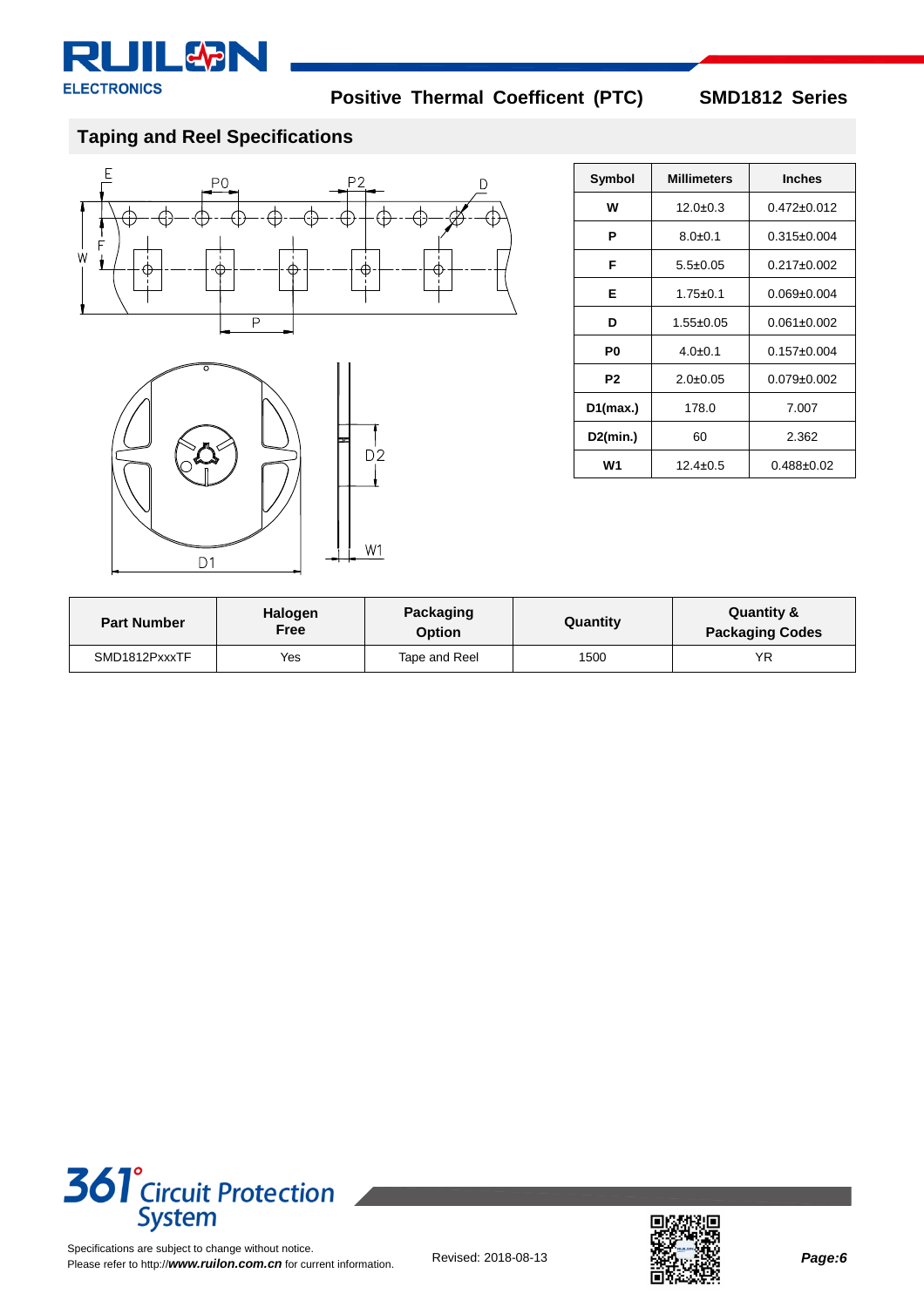## Taping and Reel Specifications

E
P0
P2
D
F
W
P
D2
D1
W1

| Symbol | Millimeters | Inches |
|---|---|---|
| W | 12.0±0.3 | 0.472±0.012 |
| P | 8.0±0.1 | 0.315±0.004 |
| F | 5.5±0.05 | 0.217±0.002 |
| E | 1.75±0.1 | 0.069±0.004 |
| D | 1.55±0.05 | 0.061±0.002 |
| P0 | 4.0±0.1 | 0.157±0.004 |
| P2 | 2.0±0.05 | 0.079±0.002 |
| D1(max.) | 178.0 | 7.007 |
| D2(min.) | 60 | 2.362 |
| W1 | 12.4±0.5 | 0.488±0.02 |

| Part Number | Halogen Free | Packaging Option | Quantity | Quantity & Packaging Codes |
|---|---|---|---|---|
| SMD1812PxxxTF | Yes | Tape and Reel | 1500 | YR |

Specifications are subject to change without notice.
Please refer to http://***www.ruilon.com.cn*** for current information.

Revised: 2018-08-13